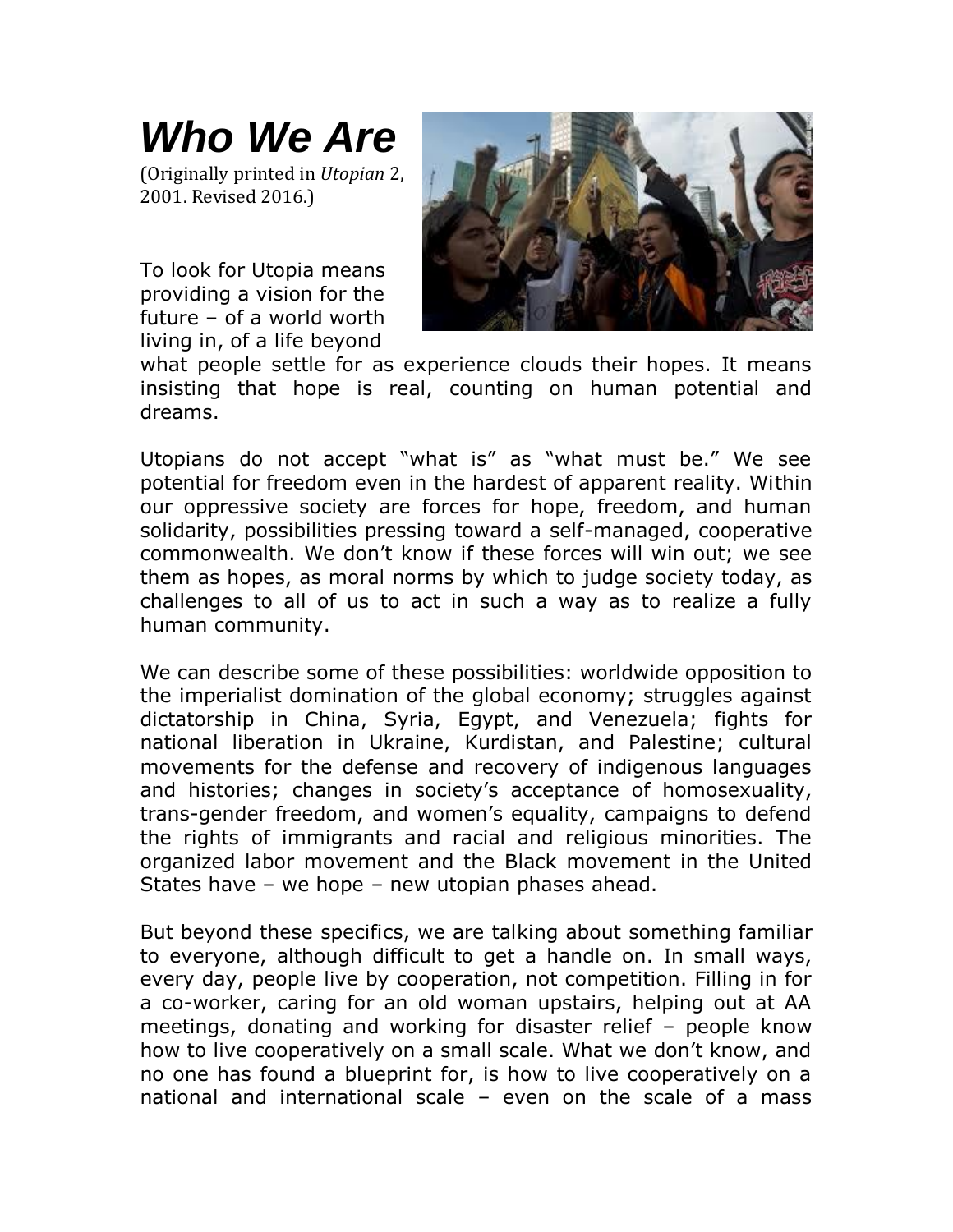# *Who We Are*

(Originally printed in *Utopian* 2, 2001. Revised 2016.)

To look for Utopia means providing a vision for the future – of a world worth living in, of a life beyond what people settle for as experience clouds their hopes. It means insisting that hope is real, counting on human potential and dreams.

Utopians do not accept "what is" as "what must be." We see potential for freedom even in the hardest of apparent reality. Within our oppressive society are forces for hope, freedom, and human solidarity, possibilities pressing toward a self-managed, cooperative commonwealth. We don't know if these forces will win out; we see them as hopes, as moral norms by which to judge society today, as challenges to all of us to act in such a way as to realize a fully human community.

We can describe some of these possibilities: worldwide opposition to the imperialist domination of the global economy; struggles against dictatorship in China, Syria, Egypt, and Venezuela; fights for national liberation in Ukraine, Kurdistan, and Palestine; cultural movements for the defense and recovery of indigenous languages and histories; changes in society's acceptance of homosexuality, trans-gender freedom, and women's equality, campaigns to defend the rights of immigrants and racial and religious minorities. The organized labor movement and the Black movement in the United States have – we hope – new utopian phases ahead.

But beyond these specifics, we are talking about something familiar to everyone, although difficult to get a handle on. In small ways, every day, people live by cooperation, not competition. Filling in for a co-worker, caring for an old woman upstairs, helping out at AA meetings, donating and working for disaster relief – people know how to live cooperatively on a small scale. What we don't know, and no one has found a blueprint for, is how to live cooperatively on a national and international scale – even on the scale of a mass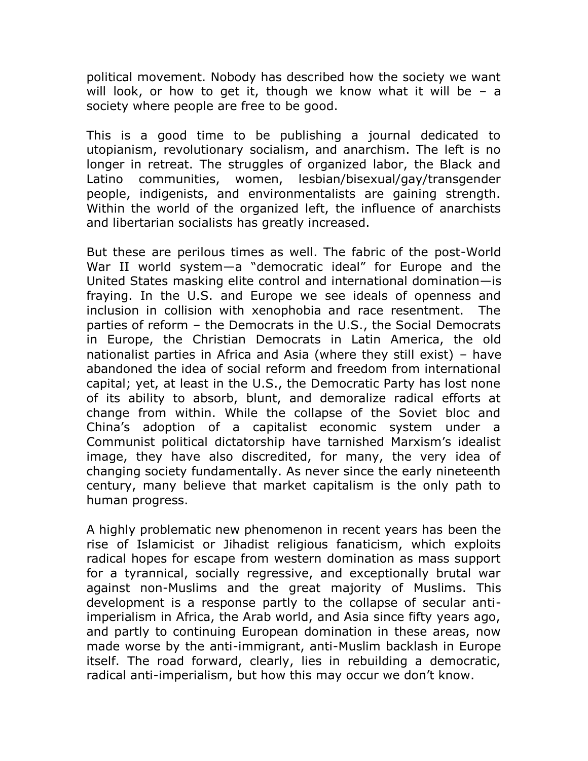political movement. Nobody has described how the society we want will look, or how to get it, though we know what it will be – a society where people are free to be good.

This is a good time to be publishing a journal dedicated to utopianism, revolutionary socialism, and anarchism. The left is no longer in retreat. The struggles of organized labor, the Black and Latino communities, women, lesbian/bisexual/gay/transgender people, indigenists, and environmentalists are gaining strength. Within the world of the organized left, the influence of anarchists and libertarian socialists has greatly increased.

But these are perilous times as well. The fabric of the post-World War II world system—a "democratic ideal" for Europe and the United States masking elite control and international domination—is fraying. In the U.S. and Europe we see ideals of openness and inclusion in collision with xenophobia and race resentment. The parties of reform – the Democrats in the U.S., the Social Democrats in Europe, the Christian Democrats in Latin America, the old nationalist parties in Africa and Asia (where they still exist) – have abandoned the idea of social reform and freedom from international capital; yet, at least in the U.S., the Democratic Party has lost none of its ability to absorb, blunt, and demoralize radical efforts at change from within. While the collapse of the Soviet bloc and China's adoption of a capitalist economic system under a Communist political dictatorship have tarnished Marxism's idealist image, they have also discredited, for many, the very idea of changing society fundamentally. As never since the early nineteenth century, many believe that market capitalism is the only path to human progress.

A highly problematic new phenomenon in recent years has been the rise of Islamicist or Jihadist religious fanaticism, which exploits radical hopes for escape from western domination as mass support for a tyrannical, socially regressive, and exceptionally brutal war against non-Muslims and the great majority of Muslims. This development is a response partly to the collapse of secular anti-imperialism in Africa, the Arab world, and Asia since fifty years ago, and partly to continuing European domination in these areas, now made worse by the anti-immigrant, anti-Muslim backlash in Europe itself. The road forward, clearly, lies in rebuilding a democratic, radical anti-imperialism, but how this may occur we don't know.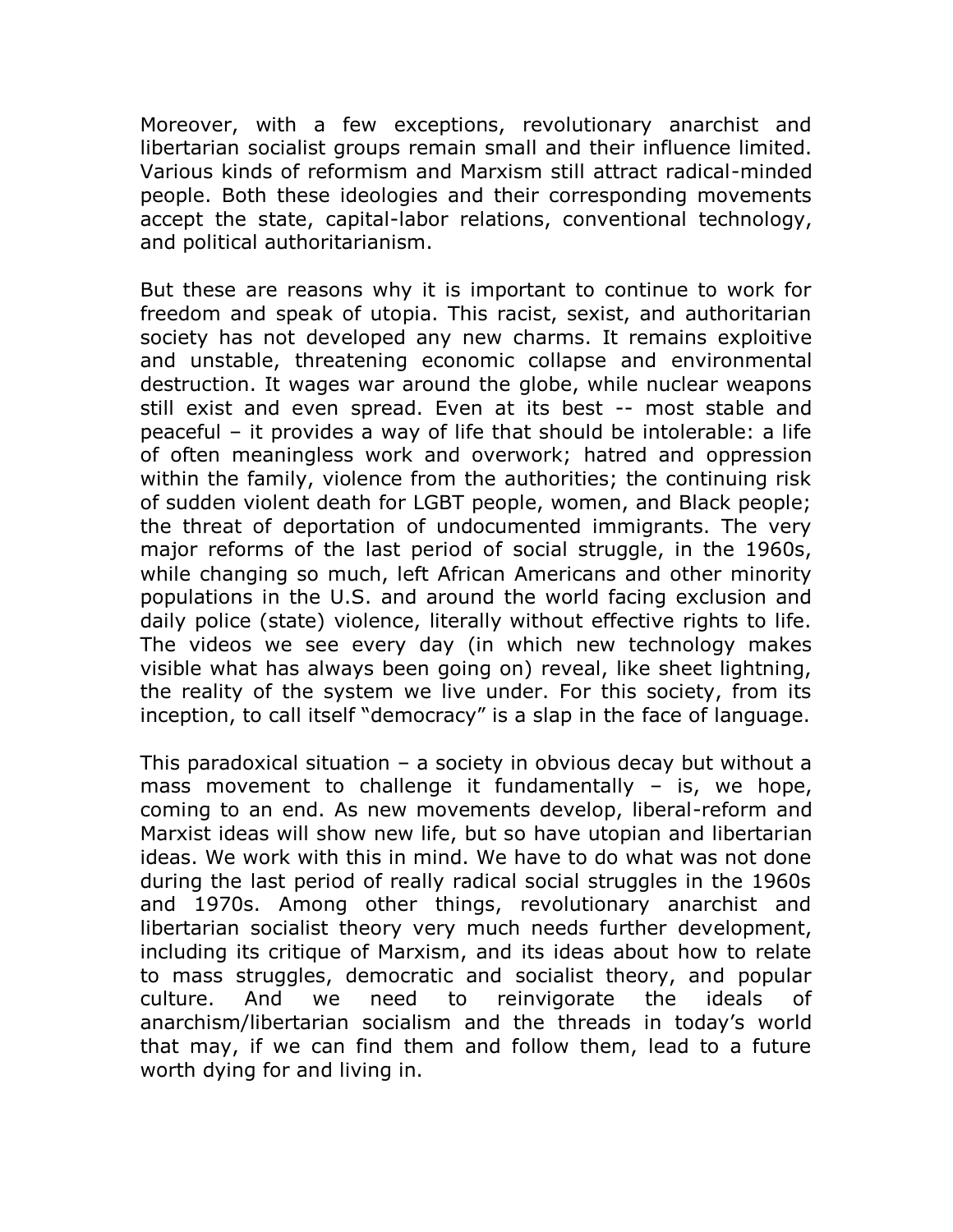Moreover, with a few exceptions, revolutionary anarchist and libertarian socialist groups remain small and their influence limited. Various kinds of reformism and Marxism still attract radical-minded people. Both these ideologies and their corresponding movements accept the state, capital-labor relations, conventional technology, and political authoritarianism.

But these are reasons why it is important to continue to work for freedom and speak of utopia. This racist, sexist, and authoritarian society has not developed any new charms. It remains exploitive and unstable, threatening economic collapse and environmental destruction. It wages war around the globe, while nuclear weapons still exist and even spread. Even at its best -- most stable and peaceful – it provides a way of life that should be intolerable: a life of often meaningless work and overwork; hatred and oppression within the family, violence from the authorities; the continuing risk of sudden violent death for LGBT people, women, and Black people; the threat of deportation of undocumented immigrants. The very major reforms of the last period of social struggle, in the 1960s, while changing so much, left African Americans and other minority populations in the U.S. and around the world facing exclusion and daily police (state) violence, literally without effective rights to life. The videos we see every day (in which new technology makes visible what has always been going on) reveal, like sheet lightning, the reality of the system we live under. For this society, from its inception, to call itself "democracy" is a slap in the face of language.

This paradoxical situation – a society in obvious decay but without a mass movement to challenge it fundamentally – is, we hope, coming to an end. As new movements develop, liberal-reform and Marxist ideas will show new life, but so have utopian and libertarian ideas. We work with this in mind. We have to do what was not done during the last period of really radical social struggles in the 1960s and 1970s. Among other things, revolutionary anarchist and libertarian socialist theory very much needs further development, including its critique of Marxism, and its ideas about how to relate to mass struggles, democratic and socialist theory, and popular culture. And we need to reinvigorate the ideals of anarchism/libertarian socialism and the threads in today's world that may, if we can find them and follow them, lead to a future worth dying for and living in.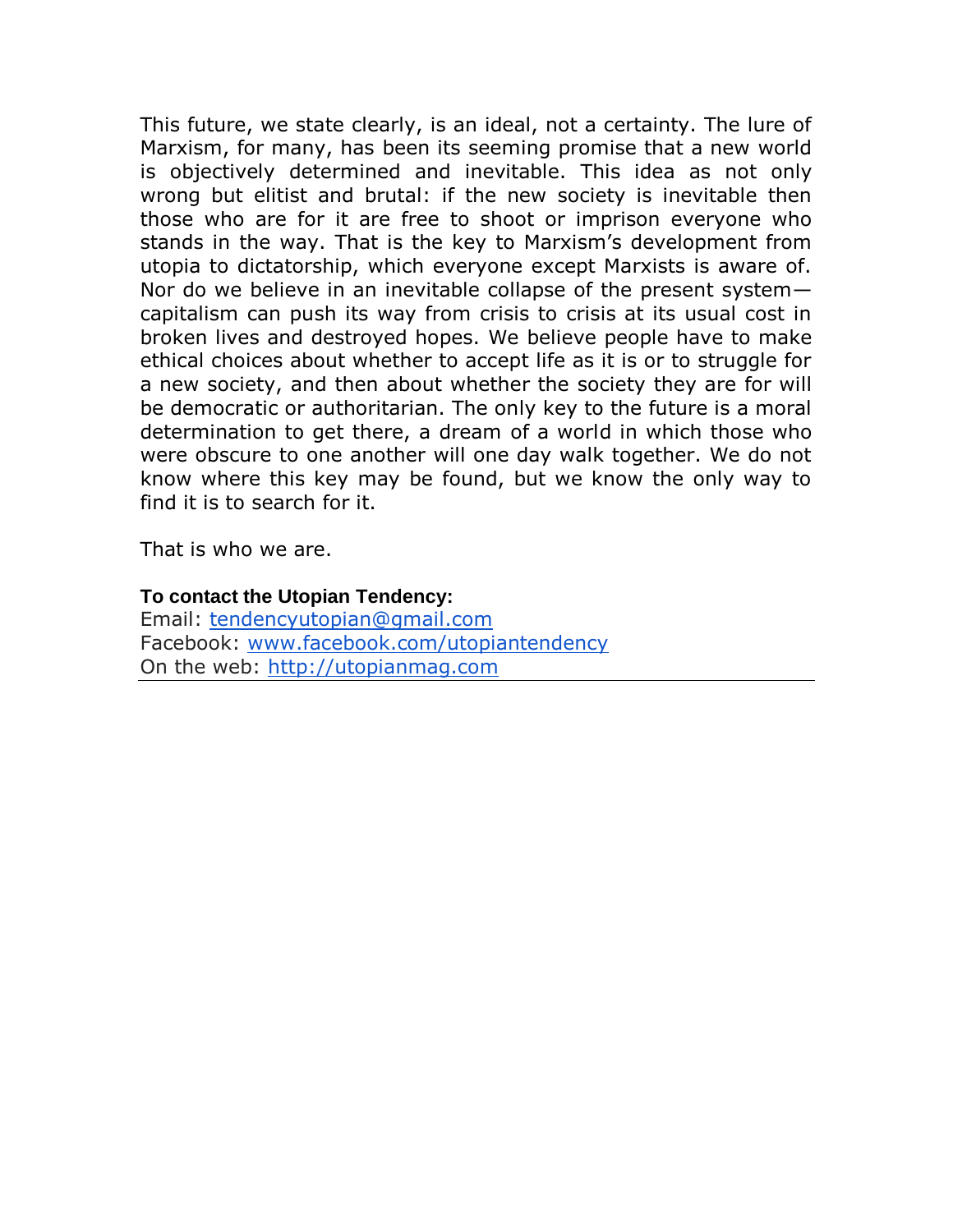This future, we state clearly, is an ideal, not a certainty. The lure of Marxism, for many, has been its seeming promise that a new world is objectively determined and inevitable. This idea as not only wrong but elitist and brutal: if the new society is inevitable then those who are for it are free to shoot or imprison everyone who stands in the way. That is the key to Marxism's development from utopia to dictatorship, which everyone except Marxists is aware of. Nor do we believe in an inevitable collapse of the present system—capitalism can push its way from crisis to crisis at its usual cost in broken lives and destroyed hopes. We believe people have to make ethical choices about whether to accept life as it is or to struggle for a new society, and then about whether the society they are for will be democratic or authoritarian. The only key to the future is a moral determination to get there, a dream of a world in which those who were obscure to one another will one day walk together. We do not know where this key may be found, but we know the only way to find it is to search for it.

That is who we are.

**To contact the Utopian Tendency:**
Email: tendencyutopian@gmail.com
Facebook: www.facebook.com/utopiantendency
On the web: http://utopianmag.com